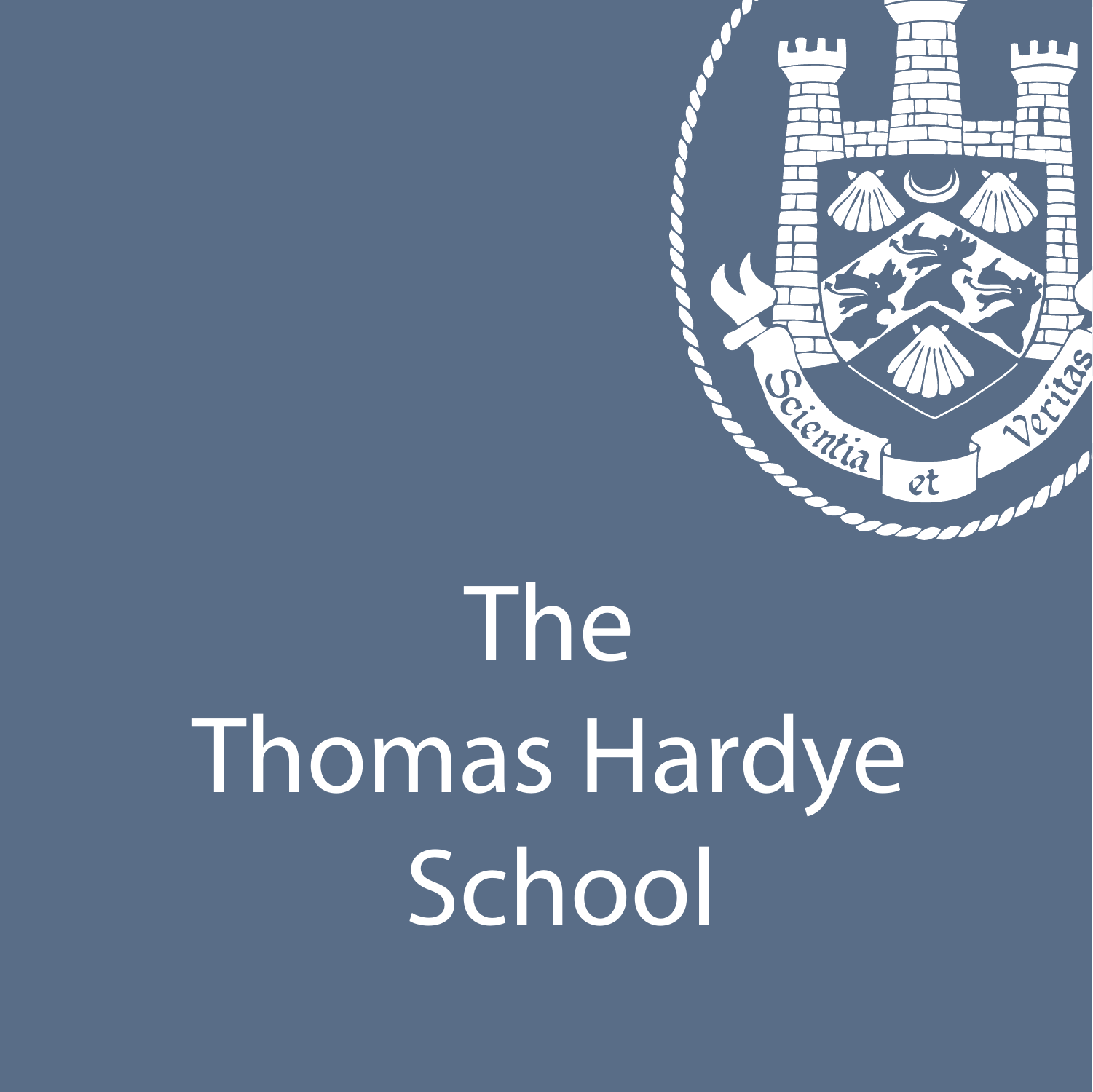Scientia et Veritas

# The Thomas Hardye School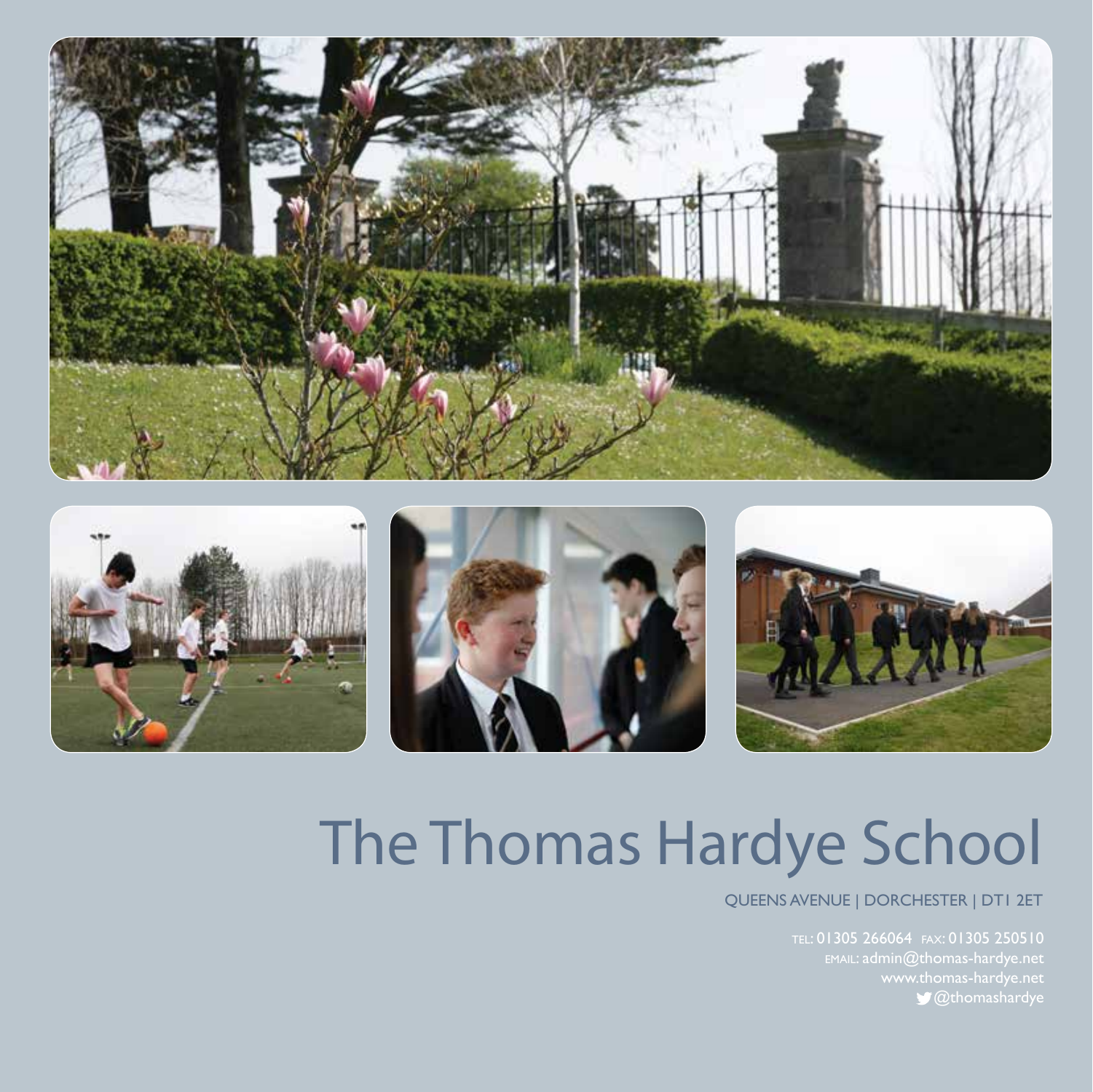# The Thomas Hardye School

QUEENS AVENUE | DORCHESTER | DT1 2ET

TEL: 01305 266064 FAX: 01305 250510
EMAIL: admin@thomas-hardye.net
www.thomas-hardye.net
@thomashardye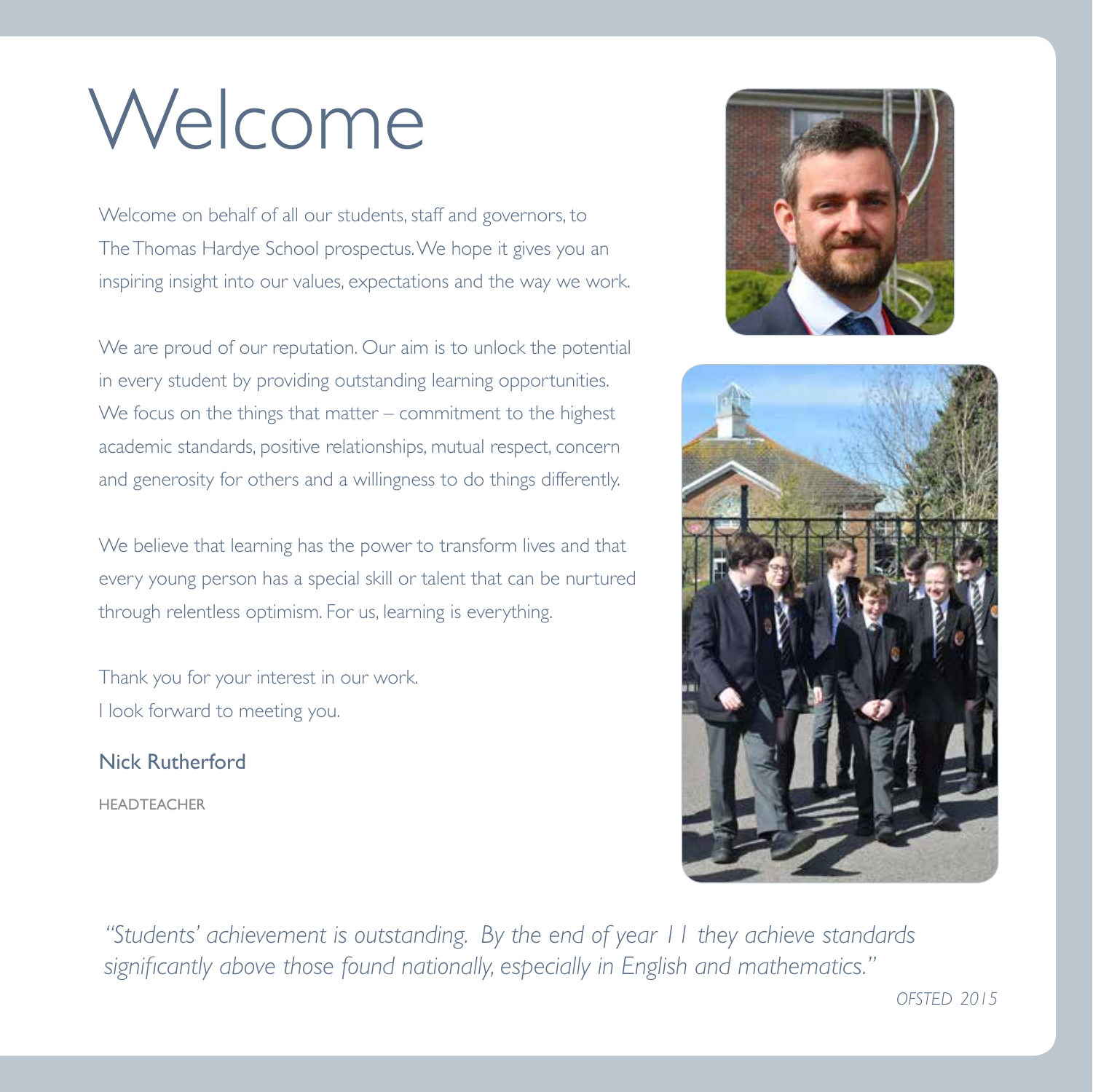# Welcome

Welcome on behalf of all our students, staff and governors, to The Thomas Hardye School prospectus. We hope it gives you an inspiring insight into our values, expectations and the way we work.

We are proud of our reputation. Our aim is to unlock the potential in every student by providing outstanding learning opportunities. We focus on the things that matter – commitment to the highest academic standards, positive relationships, mutual respect, concern and generosity for others and a willingness to do things differently.

We believe that learning has the power to transform lives and that every young person has a special skill or talent that can be nurtured through relentless optimism. For us, learning is everything.

Thank you for your interest in our work.
I look forward to meeting you.

**Nick Rutherford**

HEADTEACHER

*"Students' achievement is outstanding. By the end of year 11 they achieve standards significantly above those found nationally, especially in English and mathematics."*

*OFSTED 2015*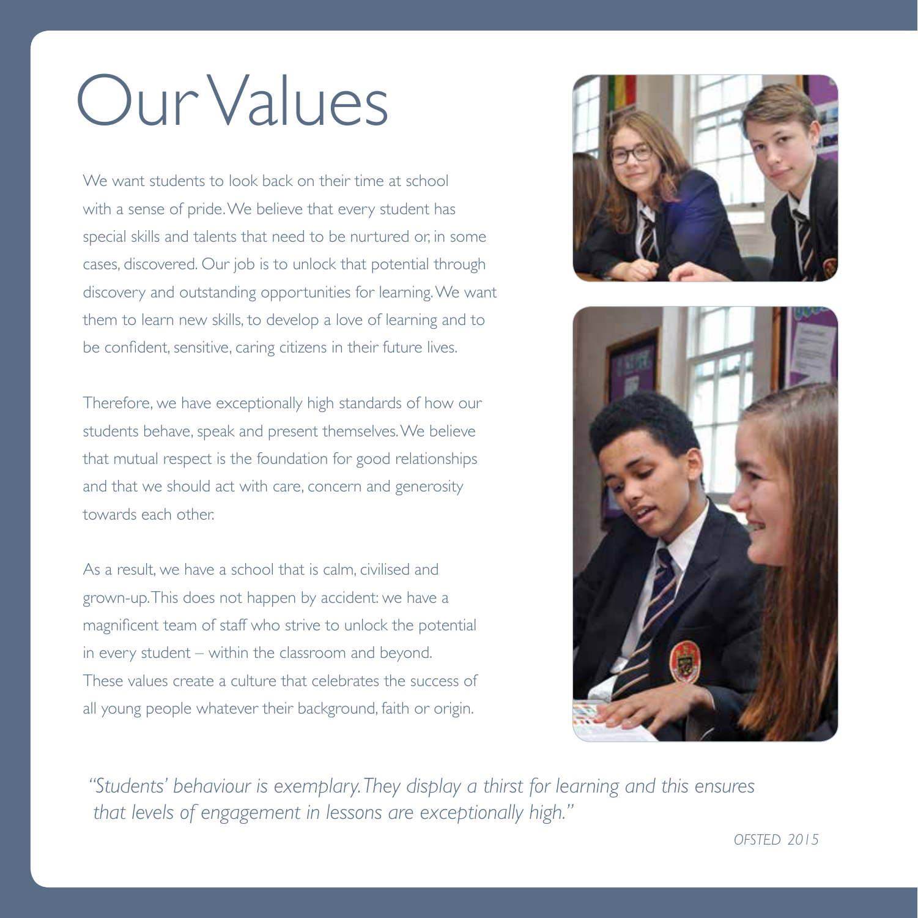# Our Values

We want students to look back on their time at school with a sense of pride. We believe that every student has special skills and talents that need to be nurtured or, in some cases, discovered. Our job is to unlock that potential through discovery and outstanding opportunities for learning. We want them to learn new skills, to develop a love of learning and to be confident, sensitive, caring citizens in their future lives.

Therefore, we have exceptionally high standards of how our students behave, speak and present themselves. We believe that mutual respect is the foundation for good relationships and that we should act with care, concern and generosity towards each other.

As a result, we have a school that is calm, civilised and grown-up. This does not happen by accident: we have a magnificent team of staff who strive to unlock the potential in every student – within the classroom and beyond. These values create a culture that celebrates the success of all young people whatever their background, faith or origin.

*"Students' behaviour is exemplary. They display a thirst for learning and this ensures that levels of engagement in lessons are exceptionally high."*

*OFSTED 2015*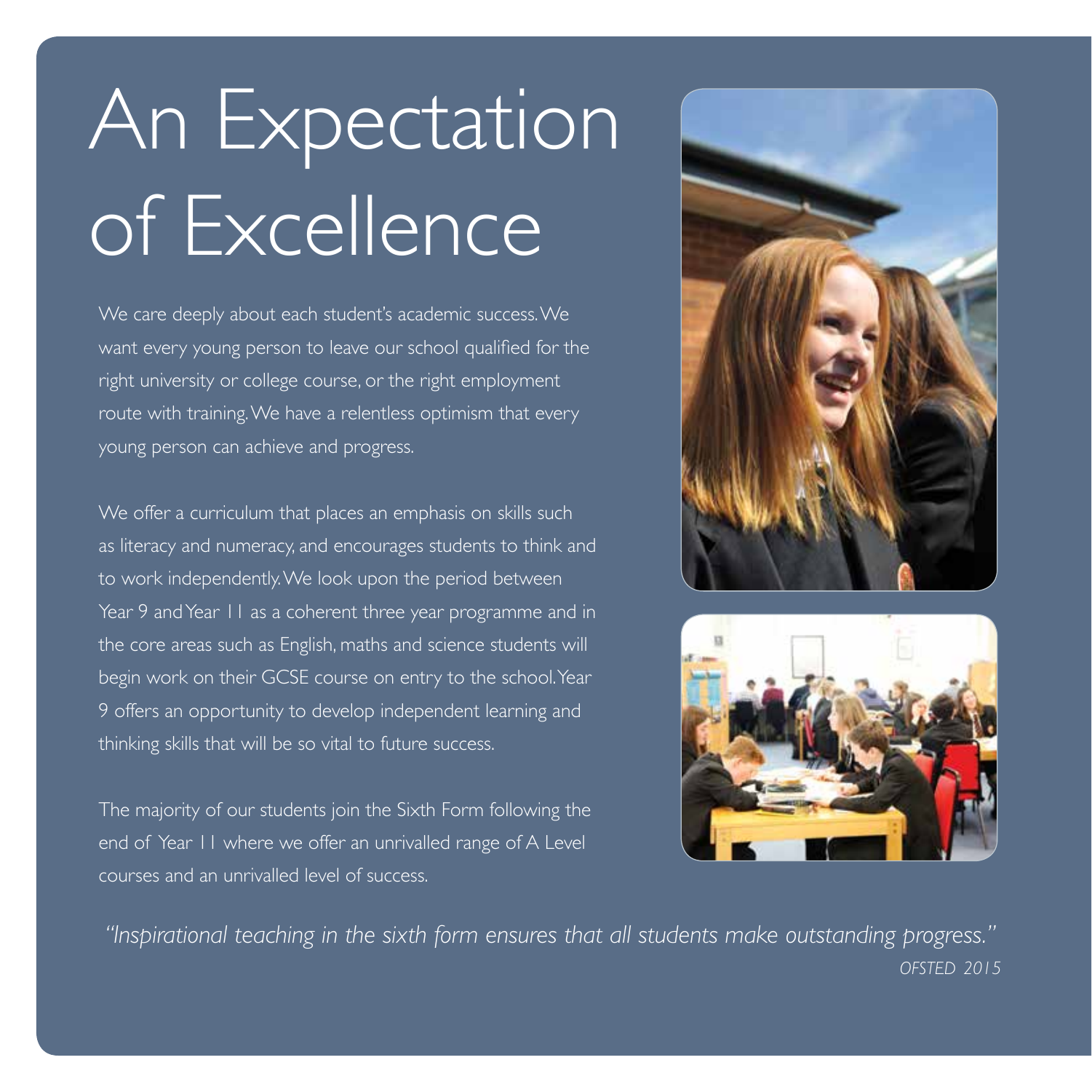# An Expectation of Excellence

We care deeply about each student's academic success. We want every young person to leave our school qualified for the right university or college course, or the right employment route with training. We have a relentless optimism that every young person can achieve and progress.

We offer a curriculum that places an emphasis on skills such as literacy and numeracy, and encourages students to think and to work independently. We look upon the period between Year 9 and Year 11 as a coherent three year programme and in the core areas such as English, maths and science students will begin work on their GCSE course on entry to the school. Year 9 offers an opportunity to develop independent learning and thinking skills that will be so vital to future success.

The majority of our students join the Sixth Form following the end of Year 11 where we offer an unrivalled range of A Level courses and an unrivalled level of success.

*"Inspirational teaching in the sixth form ensures that all students make outstanding progress."*

*OFSTED 2015*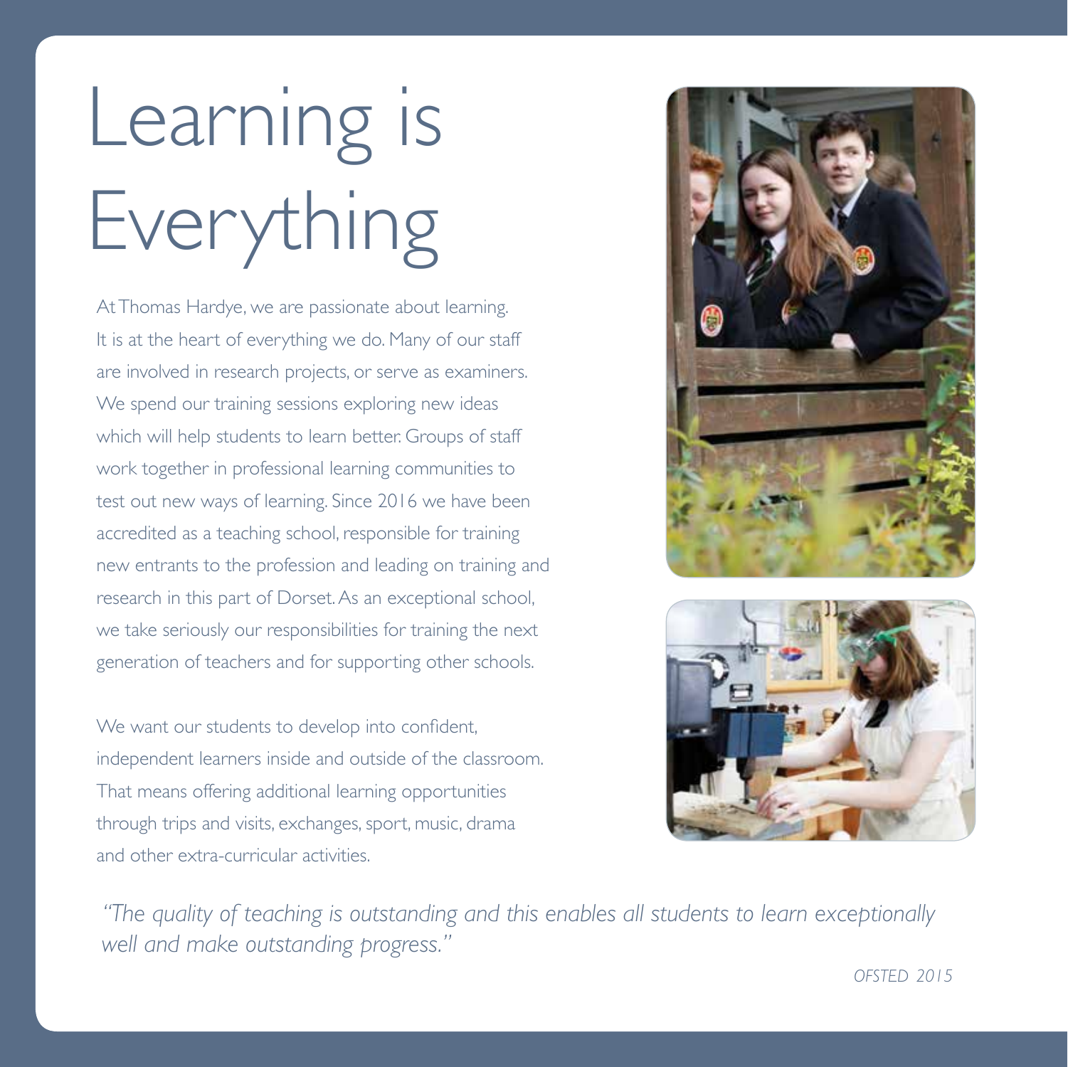# Learning is Everything

At Thomas Hardye, we are passionate about learning. It is at the heart of everything we do. Many of our staff are involved in research projects, or serve as examiners. We spend our training sessions exploring new ideas which will help students to learn better. Groups of staff work together in professional learning communities to test out new ways of learning. Since 2016 we have been accredited as a teaching school, responsible for training new entrants to the profession and leading on training and research in this part of Dorset. As an exceptional school, we take seriously our responsibilities for training the next generation of teachers and for supporting other schools.

We want our students to develop into confident, independent learners inside and outside of the classroom. That means offering additional learning opportunities through trips and visits, exchanges, sport, music, drama and other extra-curricular activities.

*"The quality of teaching is outstanding and this enables all students to learn exceptionally well and make outstanding progress."*

*OFSTED 2015*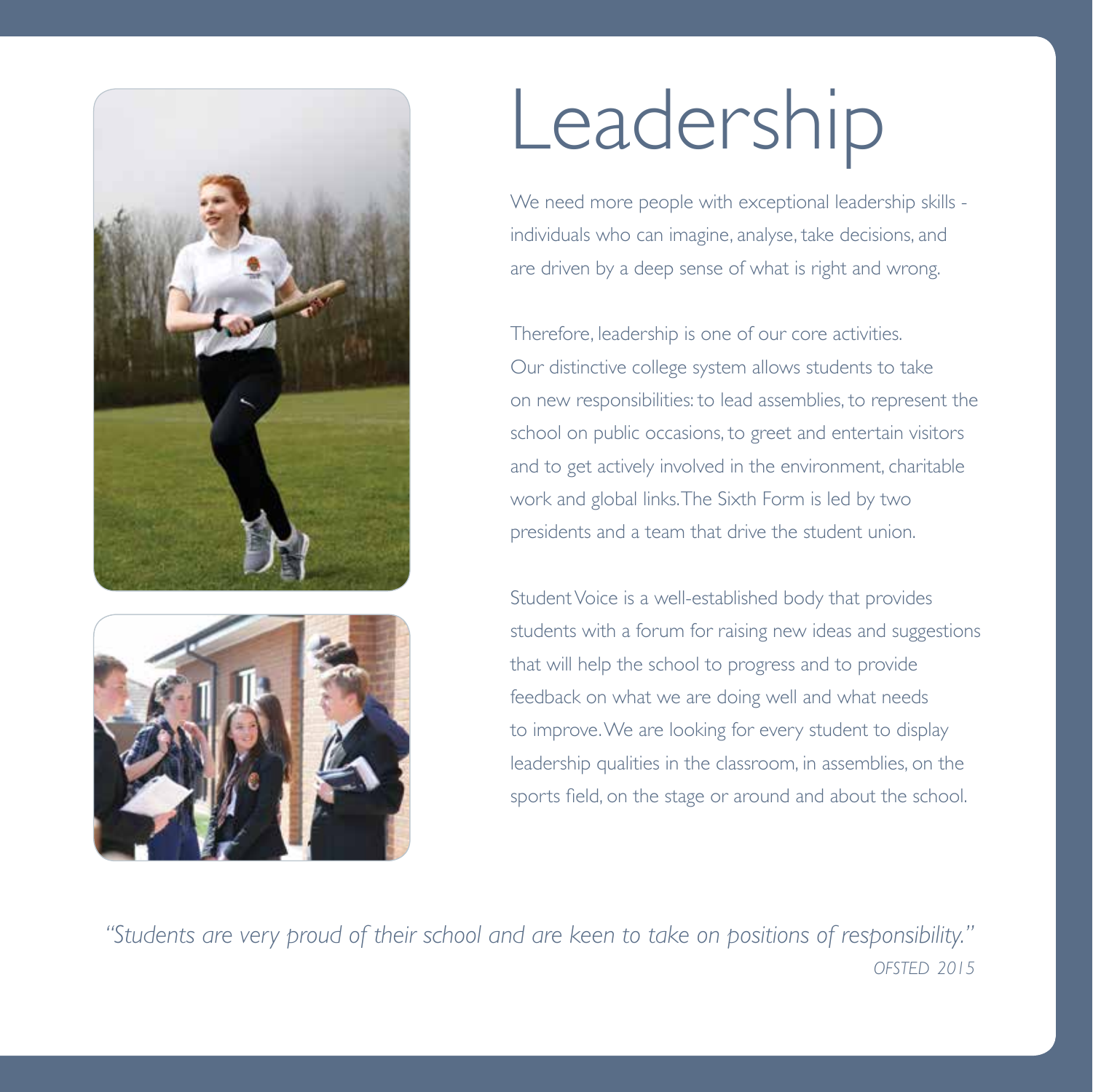# Leadership

We need more people with exceptional leadership skills - individuals who can imagine, analyse, take decisions, and are driven by a deep sense of what is right and wrong.

Therefore, leadership is one of our core activities. Our distinctive college system allows students to take on new responsibilities: to lead assemblies, to represent the school on public occasions, to greet and entertain visitors and to get actively involved in the environment, charitable work and global links. The Sixth Form is led by two presidents and a team that drive the student union.

Student Voice is a well-established body that provides students with a forum for raising new ideas and suggestions that will help the school to progress and to provide feedback on what we are doing well and what needs to improve. We are looking for every student to display leadership qualities in the classroom, in assemblies, on the sports field, on the stage or around and about the school.

*"Students are very proud of their school and are keen to take on positions of responsibility."*

*OFSTED 2015*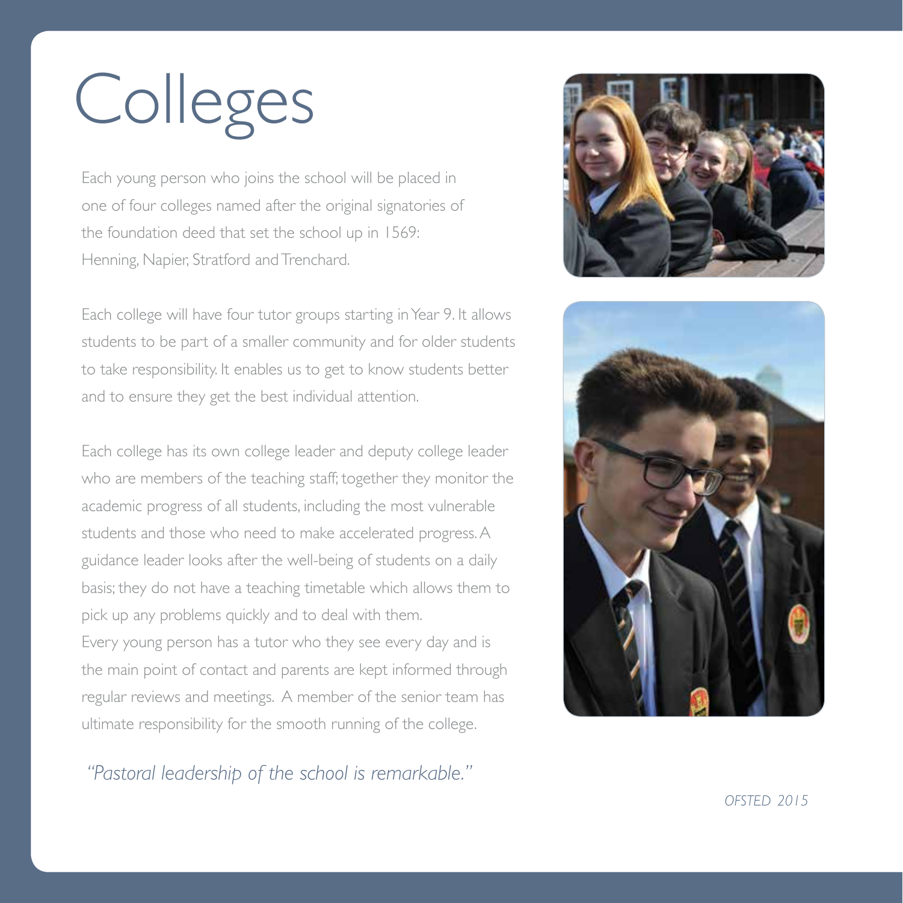# Colleges

Each young person who joins the school will be placed in one of four colleges named after the original signatories of the foundation deed that set the school up in 1569: Henning, Napier, Stratford and Trenchard.

Each college will have four tutor groups starting in Year 9. It allows students to be part of a smaller community and for older students to take responsibility. It enables us to get to know students better and to ensure they get the best individual attention.

Each college has its own college leader and deputy college leader who are members of the teaching staff; together they monitor the academic progress of all students, including the most vulnerable students and those who need to make accelerated progress. A guidance leader looks after the well-being of students on a daily basis; they do not have a teaching timetable which allows them to pick up any problems quickly and to deal with them. Every young person has a tutor who they see every day and is the main point of contact and parents are kept informed through regular reviews and meetings. A member of the senior team has ultimate responsibility for the smooth running of the college.

*"Pastoral leadership of the school is remarkable."*

*OFSTED 2015*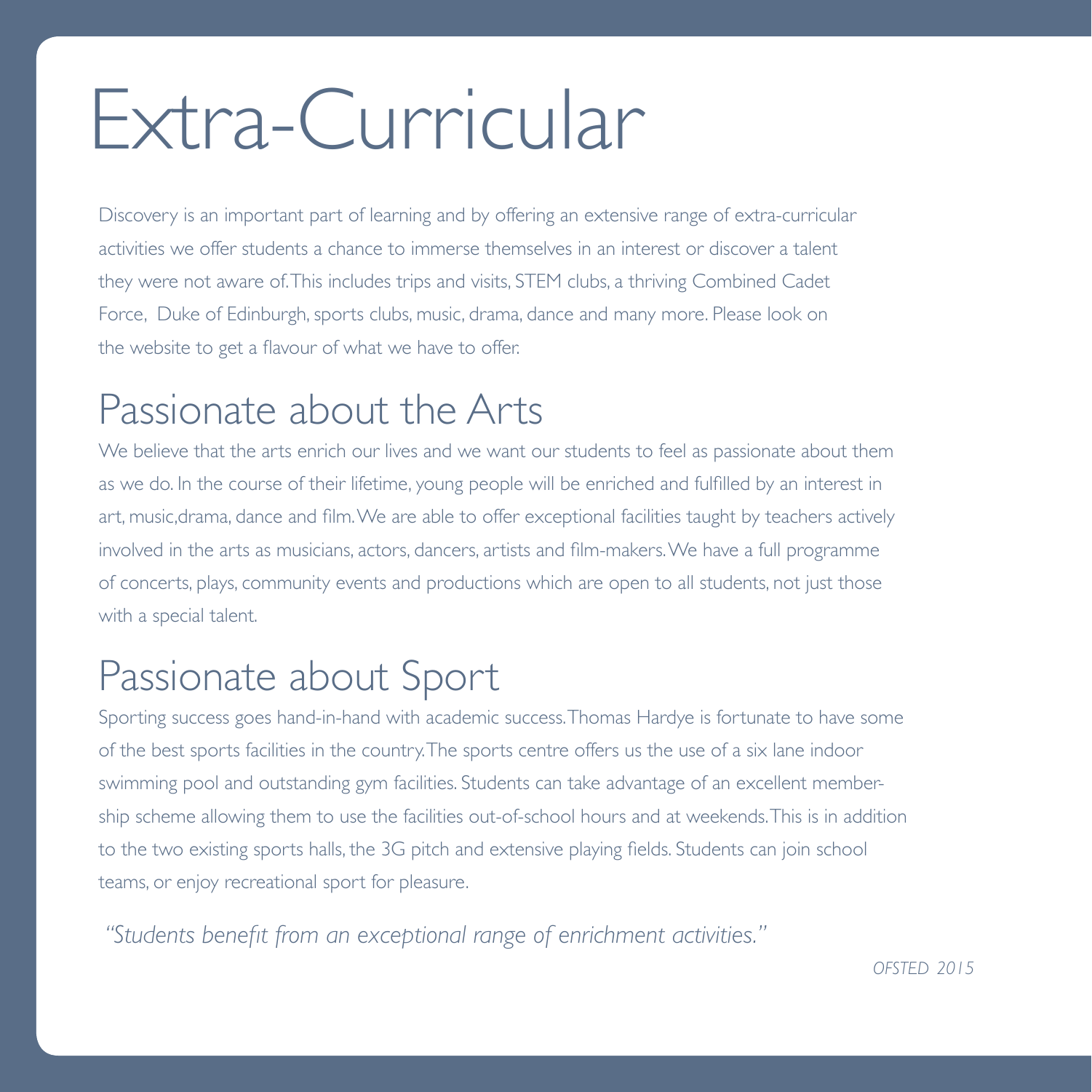# Extra-Curricular

Discovery is an important part of learning and by offering an extensive range of extra-curricular activities we offer students a chance to immerse themselves in an interest or discover a talent they were not aware of. This includes trips and visits, STEM clubs, a thriving Combined Cadet Force, Duke of Edinburgh, sports clubs, music, drama, dance and many more. Please look on the website to get a flavour of what we have to offer.

## Passionate about the Arts

We believe that the arts enrich our lives and we want our students to feel as passionate about them as we do. In the course of their lifetime, young people will be enriched and fulfilled by an interest in art, music,drama, dance and film. We are able to offer exceptional facilities taught by teachers actively involved in the arts as musicians, actors, dancers, artists and film-makers. We have a full programme of concerts, plays, community events and productions which are open to all students, not just those with a special talent.

## Passionate about Sport

Sporting success goes hand-in-hand with academic success. Thomas Hardye is fortunate to have some of the best sports facilities in the country. The sports centre offers us the use of a six lane indoor swimming pool and outstanding gym facilities. Students can take advantage of an excellent membership scheme allowing them to use the facilities out-of-school hours and at weekends. This is in addition to the two existing sports halls, the 3G pitch and extensive playing fields. Students can join school teams, or enjoy recreational sport for pleasure.

*"Students benefit from an exceptional range of enrichment activities."*

*OFSTED 2015*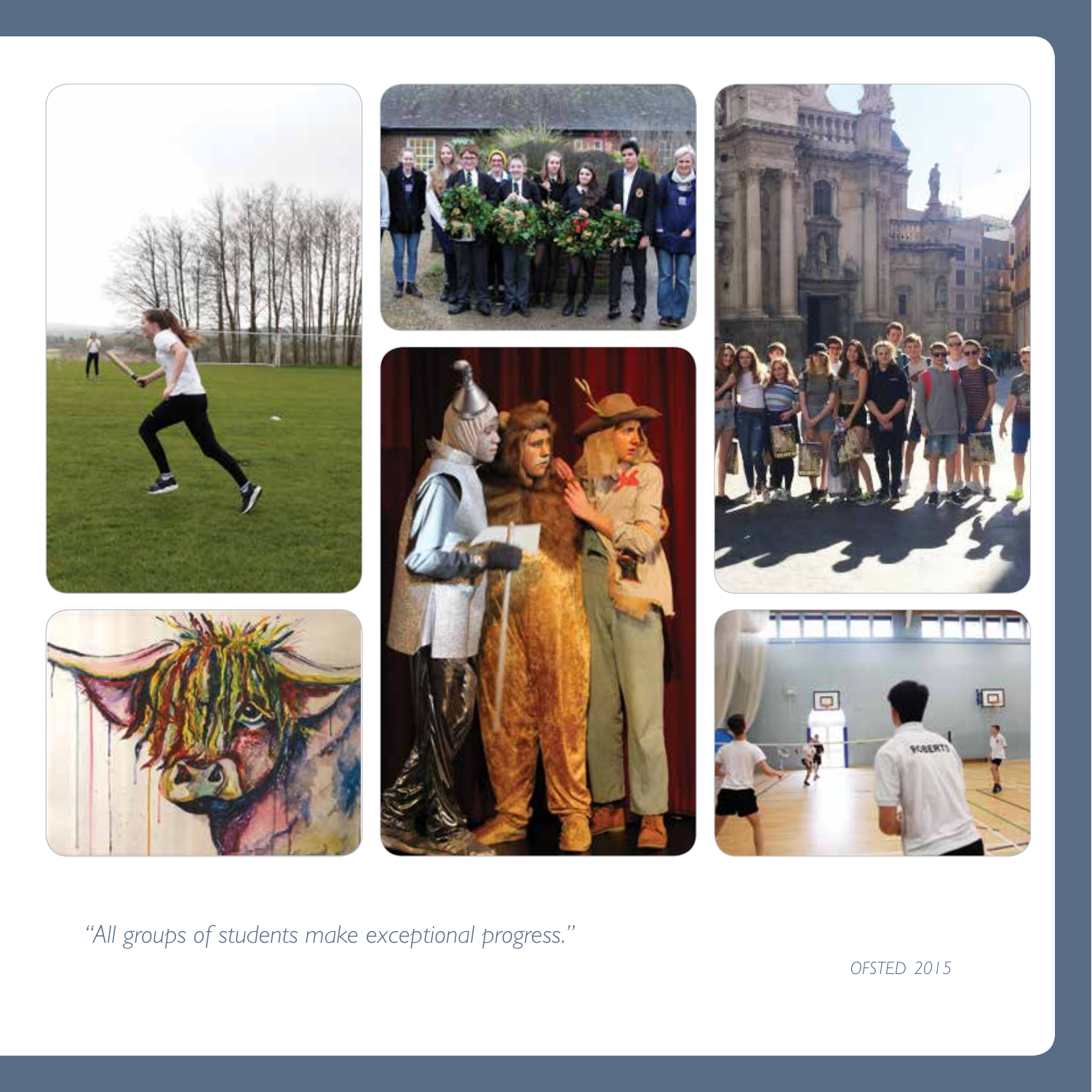*"All groups of students make exceptional progress."*

*OFSTED 2015*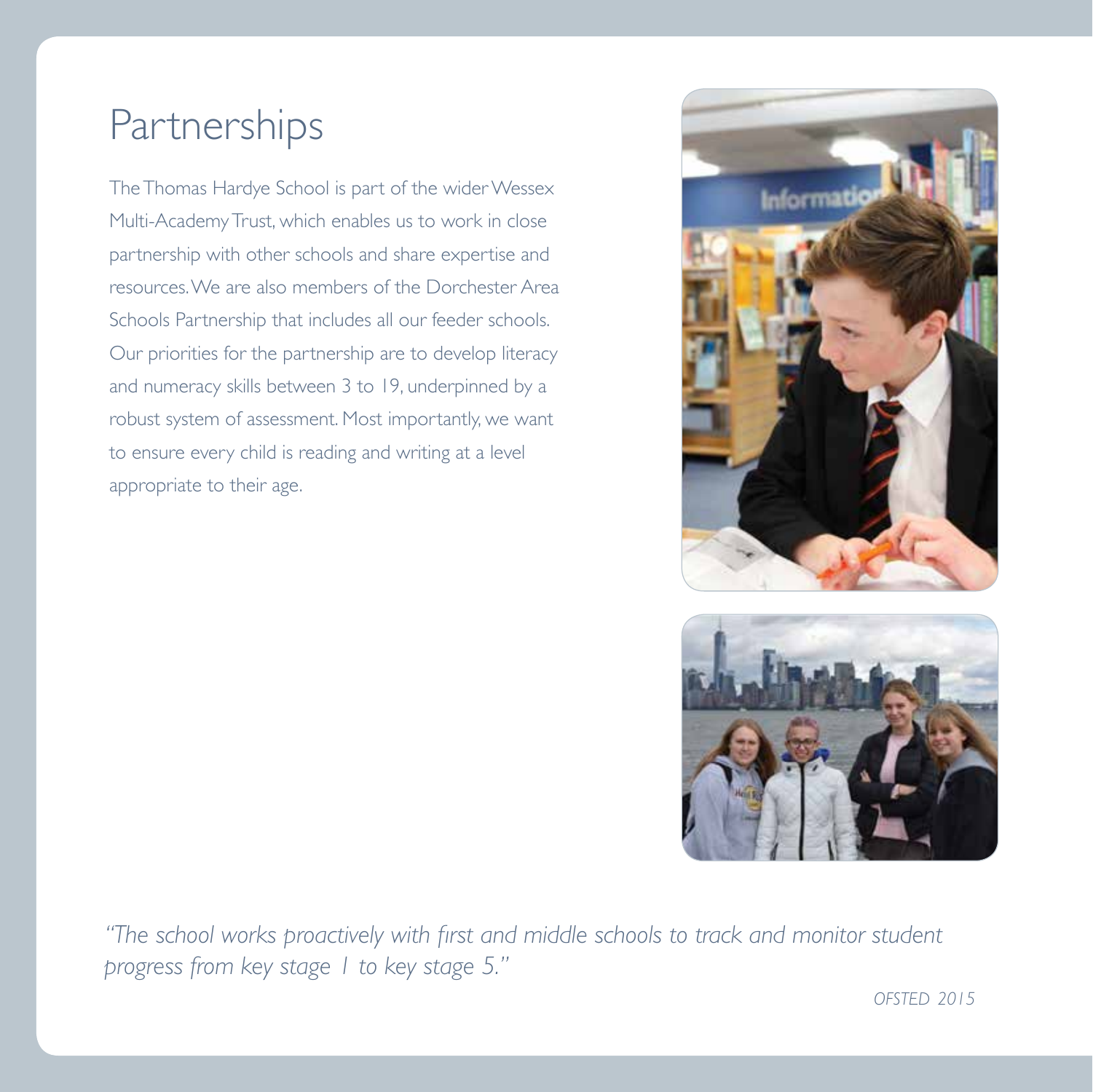# Partnerships

The Thomas Hardye School is part of the wider Wessex Multi-Academy Trust, which enables us to work in close partnership with other schools and share expertise and resources. We are also members of the Dorchester Area Schools Partnership that includes all our feeder schools. Our priorities for the partnership are to develop literacy and numeracy skills between 3 to 19, underpinned by a robust system of assessment. Most importantly, we want to ensure every child is reading and writing at a level appropriate to their age.

*"The school works proactively with first and middle schools to track and monitor student progress from key stage 1 to key stage 5."*

*OFSTED 2015*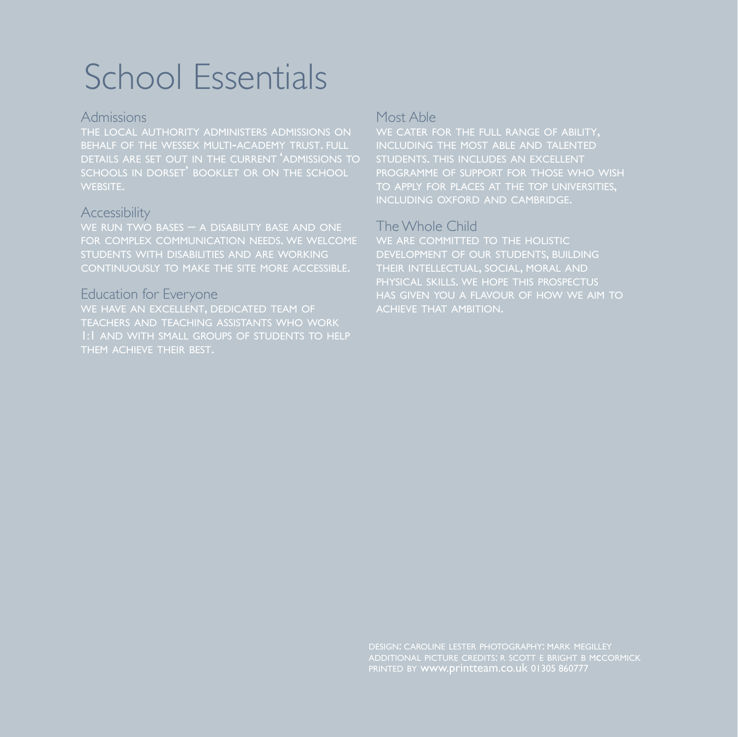# School Essentials

## Admissions

THE LOCAL AUTHORITY ADMINISTERS ADMISSIONS ON BEHALF OF THE WESSEX MULTI-ACADEMY TRUST. FULL DETAILS ARE SET OUT IN THE CURRENT 'ADMISSIONS TO SCHOOLS IN DORSET' BOOKLET OR ON THE SCHOOL WEBSITE.

## Accessibility

WE RUN TWO BASES – A DISABILITY BASE AND ONE FOR COMPLEX COMMUNICATION NEEDS. WE WELCOME STUDENTS WITH DISABILITIES AND ARE WORKING CONTINUOUSLY TO MAKE THE SITE MORE ACCESSIBLE.

## Education for Everyone

WE HAVE AN EXCELLENT, DEDICATED TEAM OF TEACHERS AND TEACHING ASSISTANTS WHO WORK 1:1 AND WITH SMALL GROUPS OF STUDENTS TO HELP THEM ACHIEVE THEIR BEST.

## Most Able

WE CATER FOR THE FULL RANGE OF ABILITY, INCLUDING THE MOST ABLE AND TALENTED STUDENTS. THIS INCLUDES AN EXCELLENT PROGRAMME OF SUPPORT FOR THOSE WHO WISH TO APPLY FOR PLACES AT THE TOP UNIVERSITIES, INCLUDING OXFORD AND CAMBRIDGE.

## The Whole Child

WE ARE COMMITTED TO THE HOLISTIC DEVELOPMENT OF OUR STUDENTS, BUILDING THEIR INTELLECTUAL, SOCIAL, MORAL AND PHYSICAL SKILLS. WE HOPE THIS PROSPECTUS HAS GIVEN YOU A FLAVOUR OF HOW WE AIM TO ACHIEVE THAT AMBITION.

DESIGN: CAROLINE LESTER PHOTOGRAPHY: MARK MEGILLEY
ADDITIONAL PICTURE CREDITS: R SCOTT E BRIGHT B MCCORMICK
PRINTED BY www.printteam.co.uk 01305 860777